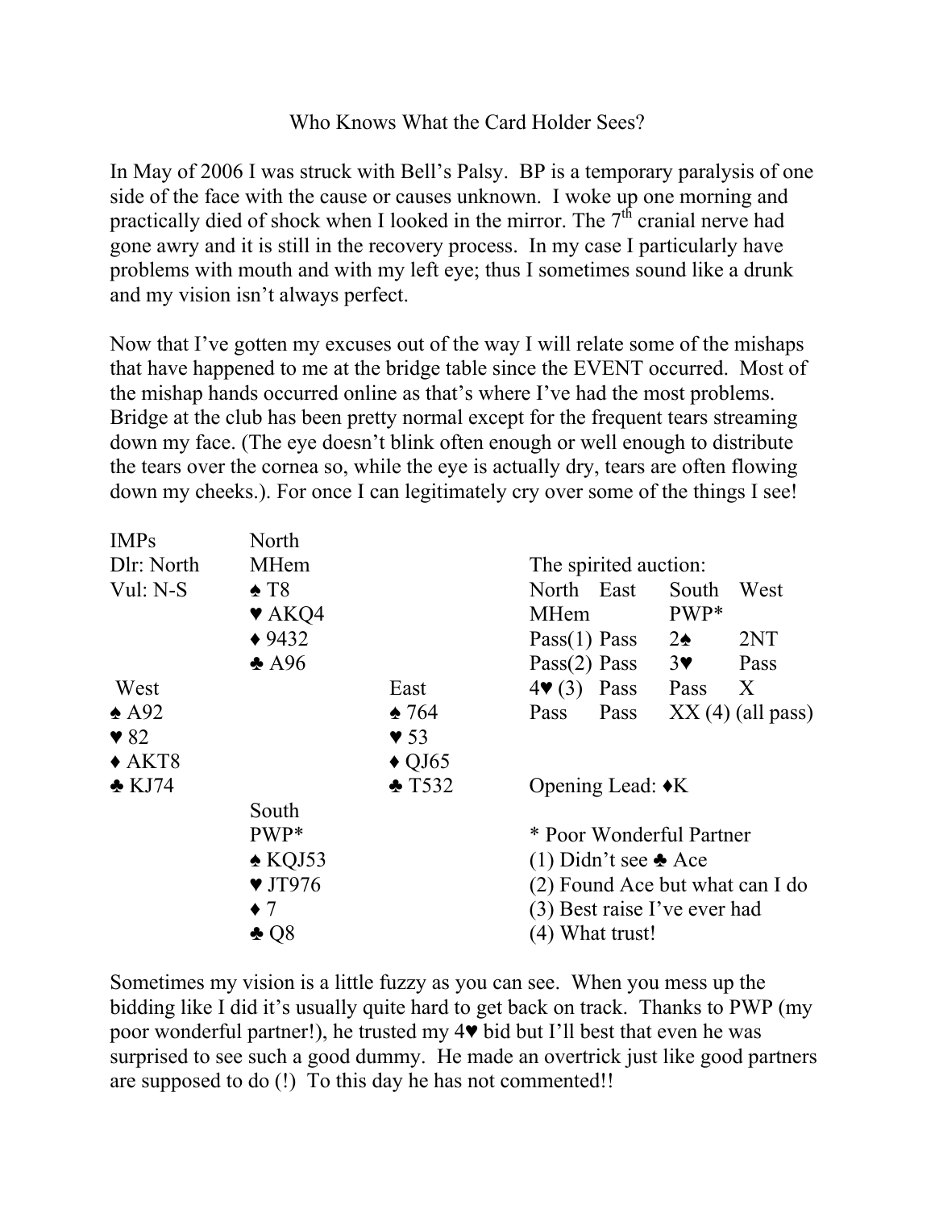# Who Knows What the Card Holder Sees?

In May of 2006 I was struck with Bell's Palsy. BP is a temporary paralysis of one side of the face with the cause or causes unknown. I woke up one morning and practically died of shock when I looked in the mirror. The 7th cranial nerve had gone awry and it is still in the recovery process. In my case I particularly have problems with mouth and with my left eye; thus I sometimes sound like a drunk and my vision isn't always perfect.

Now that I've gotten my excuses out of the way I will relate some of the mishaps that have happened to me at the bridge table since the EVENT occurred. Most of the mishap hands occurred online as that's where I've had the most problems. Bridge at the club has been pretty normal except for the frequent tears streaming down my face. (The eye doesn't blink often enough or well enough to distribute the tears over the cornea so, while the eye is actually dry, tears are often flowing down my cheeks.). For once I can legitimately cry over some of the things I see!

IMPs
Dlr: North
Vul: N-S

| | North | |
|---|---|---|
| | MHem | |
| | ♠ T8 | |
| | ♥ AKQ4 | |
| | ♦ 9432 | |
| | ♣ A96 | |
| West | | East |
| ♠ A92 | | ♠ 764 |
| ♥ 82 | | ♥ 53 |
| ♦ AKT8 | | ♦ QJ65 |
| ♣ KJ74 | | ♣ T532 |
| | South | |
| | PWP* | |
| | ♠ KQJ53 | |
| | ♥ JT976 | |
| | ♦ 7 | |
| | ♣ Q8 | |

The spirited auction:

| North | East | South | West |
|---|---|---|---|
| MHem | | PWP* | |
| Pass(1) | Pass | 2♠ | 2NT |
| Pass(2) | Pass | 3♥ | Pass |
| 4♥ (3) | Pass | Pass | X |
| Pass | Pass | XX (4) (all pass) | |

Opening Lead: ♦K

\* Poor Wonderful Partner
(1) Didn't see ♣ Ace
(2) Found Ace but what can I do
(3) Best raise I've ever had
(4) What trust!

Sometimes my vision is a little fuzzy as you can see. When you mess up the bidding like I did it's usually quite hard to get back on track. Thanks to PWP (my poor wonderful partner!), he trusted my 4♥ bid but I'll best that even he was surprised to see such a good dummy. He made an overtrick just like good partners are supposed to do (!) To this day he has not commented!!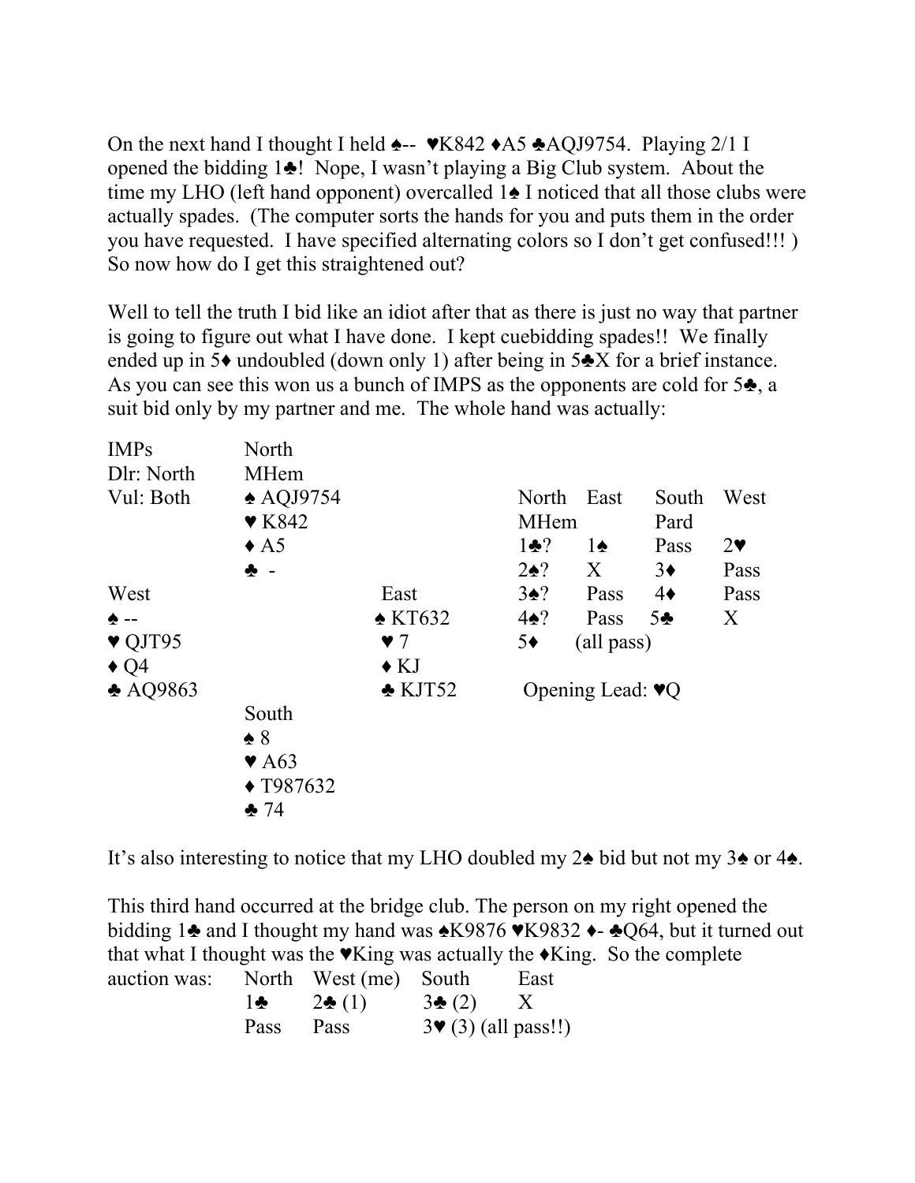On the next hand I thought I held ♠-- ♥K842 ♦A5 ♣AQJ9754. Playing 2/1 I opened the bidding 1♣! Nope, I wasn't playing a Big Club system. About the time my LHO (left hand opponent) overcalled 1♠ I noticed that all those clubs were actually spades. (The computer sorts the hands for you and puts them in the order you have requested. I have specified alternating colors so I don't get confused!!! ) So now how do I get this straightened out?

Well to tell the truth I bid like an idiot after that as there is just no way that partner is going to figure out what I have done. I kept cuebidding spades!! We finally ended up in 5♦ undoubled (down only 1) after being in 5♣X for a brief instance. As you can see this won us a bunch of IMPS as the opponents are cold for 5♣, a suit bid only by my partner and me. The whole hand was actually:

```
IMPs         North
Dlr: North   MHem
Vul: Both    ♠ AQJ9754
             ♥ K842
             ♦ A5
             ♣ -
West                     East
♠ --                     ♠ KT632
♥ QJT95                  ♥ 7
♦ Q4                     ♦ KJ
♣ AQ9863                 ♣ KJT52
             South
             ♠ 8
             ♥ A63
             ♦ T987632
             ♣ 74
```

| North | East | South | West |
|---|---|---|---|
| MHem | | Pard | |
| 1♣? | 1♠ | Pass | 2♥ |
| 2♠? | X | 3♦ | Pass |
| 3♠? | Pass | 4♦ | Pass |
| 4♠? | Pass | 5♣ | X |
| 5♦ | (all pass) | | |

Opening Lead: ♥Q

It's also interesting to notice that my LHO doubled my 2♠ bid but not my 3♠ or 4♠.

This third hand occurred at the bridge club. The person on my right opened the bidding 1♣ and I thought my hand was ♠K9876 ♥K9832 ♦- ♣Q64, but it turned out that what I thought was the ♥King was actually the ♦King. So the complete auction was:

| North | West (me) | South | East |
|---|---|---|---|
| 1♣ | 2♣ (1) | 3♣ (2) | X |
| Pass | Pass | 3♥ (3) (all pass!!) | |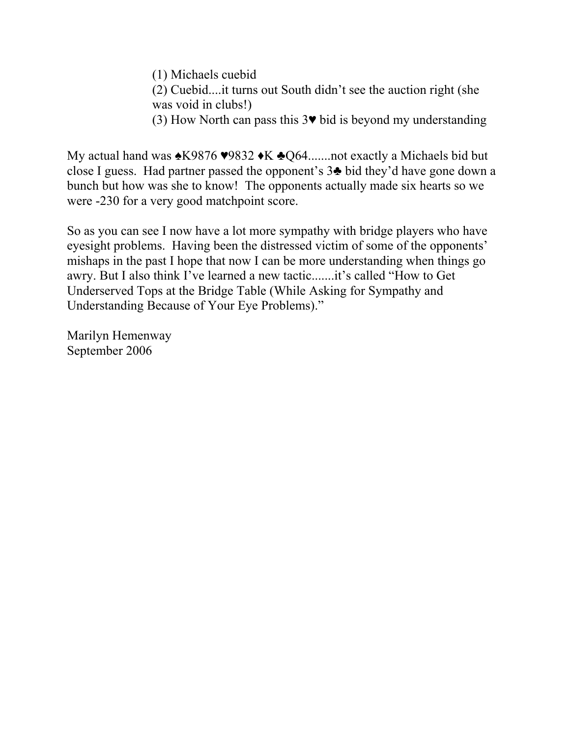(1) Michaels cuebid
(2) Cuebid....it turns out South didn't see the auction right (she was void in clubs!)
(3) How North can pass this 3♥ bid is beyond my understanding

My actual hand was ♠K9876 ♥9832 ♦K ♣Q64.......not exactly a Michaels bid but close I guess. Had partner passed the opponent's 3♣ bid they'd have gone down a bunch but how was she to know! The opponents actually made six hearts so we were -230 for a very good matchpoint score.

So as you can see I now have a lot more sympathy with bridge players who have eyesight problems. Having been the distressed victim of some of the opponents' mishaps in the past I hope that now I can be more understanding when things go awry. But I also think I've learned a new tactic.......it's called "How to Get Underserved Tops at the Bridge Table (While Asking for Sympathy and Understanding Because of Your Eye Problems)."

Marilyn Hemenway
September 2006